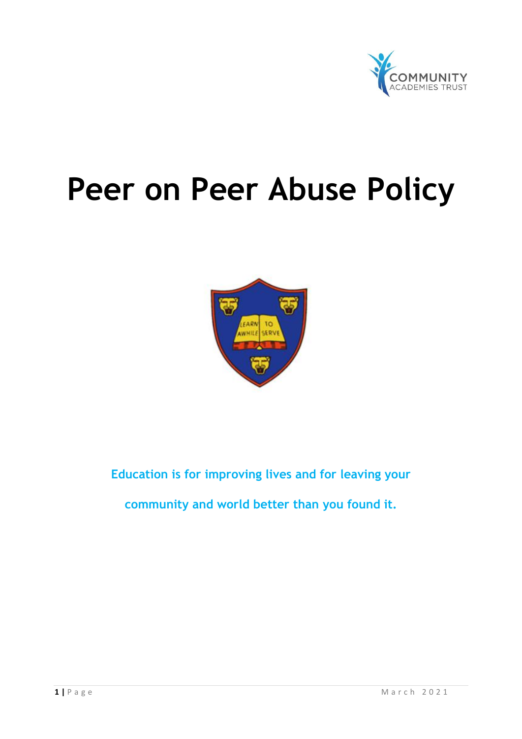# Peer on Peer Abuse Policy

**Education is for improving lives and for leaving your community and world better than you found it.**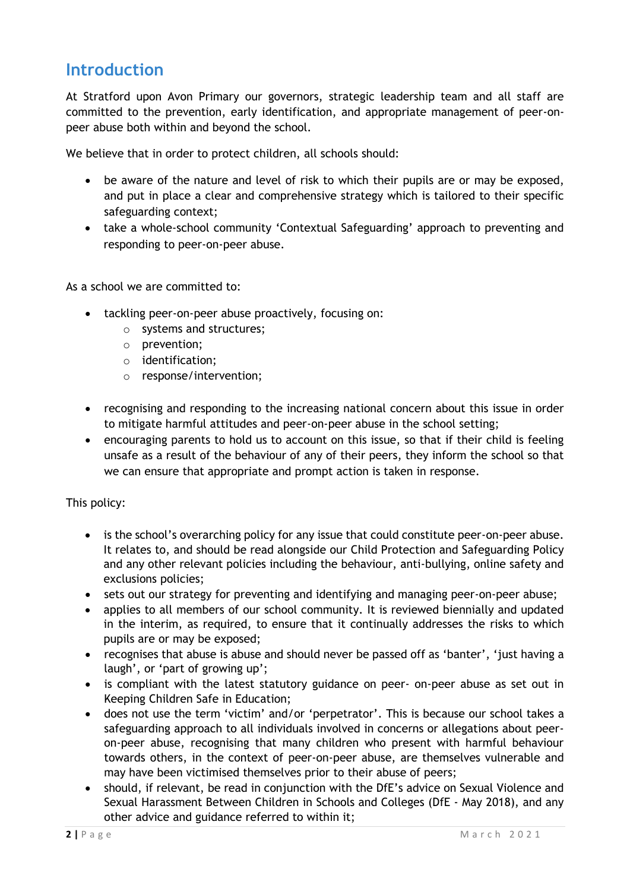## Introduction

At Stratford upon Avon Primary our governors, strategic leadership team and all staff are committed to the prevention, early identification, and appropriate management of peer-on-peer abuse both within and beyond the school.

We believe that in order to protect children, all schools should:

- be aware of the nature and level of risk to which their pupils are or may be exposed, and put in place a clear and comprehensive strategy which is tailored to their specific safeguarding context;
- take a whole-school community 'Contextual Safeguarding' approach to preventing and responding to peer-on-peer abuse.

As a school we are committed to:

- tackling peer-on-peer abuse proactively, focusing on:
    - systems and structures;
    - prevention;
    - identification;
    - response/intervention;
- recognising and responding to the increasing national concern about this issue in order to mitigate harmful attitudes and peer-on-peer abuse in the school setting;
- encouraging parents to hold us to account on this issue, so that if their child is feeling unsafe as a result of the behaviour of any of their peers, they inform the school so that we can ensure that appropriate and prompt action is taken in response.

This policy:

- is the school's overarching policy for any issue that could constitute peer-on-peer abuse. It relates to, and should be read alongside our Child Protection and Safeguarding Policy and any other relevant policies including the behaviour, anti-bullying, online safety and exclusions policies;
- sets out our strategy for preventing and identifying and managing peer-on-peer abuse;
- applies to all members of our school community. It is reviewed biennially and updated in the interim, as required, to ensure that it continually addresses the risks to which pupils are or may be exposed;
- recognises that abuse is abuse and should never be passed off as 'banter', 'just having a laugh', or 'part of growing up';
- is compliant with the latest statutory guidance on peer- on-peer abuse as set out in Keeping Children Safe in Education;
- does not use the term 'victim' and/or 'perpetrator'. This is because our school takes a safeguarding approach to all individuals involved in concerns or allegations about peer-on-peer abuse, recognising that many children who present with harmful behaviour towards others, in the context of peer-on-peer abuse, are themselves vulnerable and may have been victimised themselves prior to their abuse of peers;
- should, if relevant, be read in conjunction with the DfE's advice on Sexual Violence and Sexual Harassment Between Children in Schools and Colleges (DfE - May 2018), and any other advice and guidance referred to within it;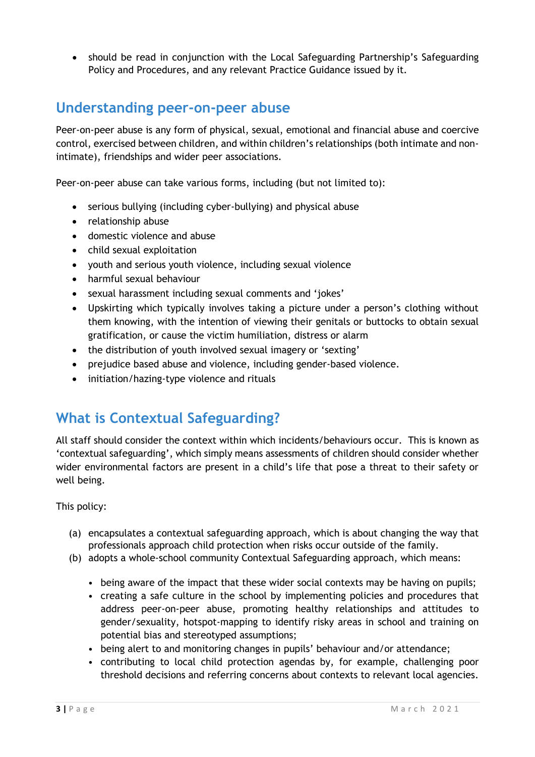- should be read in conjunction with the Local Safeguarding Partnership's Safeguarding Policy and Procedures, and any relevant Practice Guidance issued by it.

## Understanding peer-on-peer abuse

Peer-on-peer abuse is any form of physical, sexual, emotional and financial abuse and coercive control, exercised between children, and within children's relationships (both intimate and non-intimate), friendships and wider peer associations.

Peer-on-peer abuse can take various forms, including (but not limited to):

- serious bullying (including cyber-bullying) and physical abuse
- relationship abuse
- domestic violence and abuse
- child sexual exploitation
- youth and serious youth violence, including sexual violence
- harmful sexual behaviour
- sexual harassment including sexual comments and 'jokes'
- Upskirting which typically involves taking a picture under a person's clothing without them knowing, with the intention of viewing their genitals or buttocks to obtain sexual gratification, or cause the victim humiliation, distress or alarm
- the distribution of youth involved sexual imagery or 'sexting'
- prejudice based abuse and violence, including gender-based violence.
- initiation/hazing-type violence and rituals

## What is Contextual Safeguarding?

All staff should consider the context within which incidents/behaviours occur. This is known as 'contextual safeguarding', which simply means assessments of children should consider whether wider environmental factors are present in a child's life that pose a threat to their safety or well being.

This policy:

(a) encapsulates a contextual safeguarding approach, which is about changing the way that professionals approach child protection when risks occur outside of the family.

(b) adopts a whole-school community Contextual Safeguarding approach, which means:

- being aware of the impact that these wider social contexts may be having on pupils;
- creating a safe culture in the school by implementing policies and procedures that address peer-on-peer abuse, promoting healthy relationships and attitudes to gender/sexuality, hotspot-mapping to identify risky areas in school and training on potential bias and stereotyped assumptions;
- being alert to and monitoring changes in pupils' behaviour and/or attendance;
- contributing to local child protection agendas by, for example, challenging poor threshold decisions and referring concerns about contexts to relevant local agencies.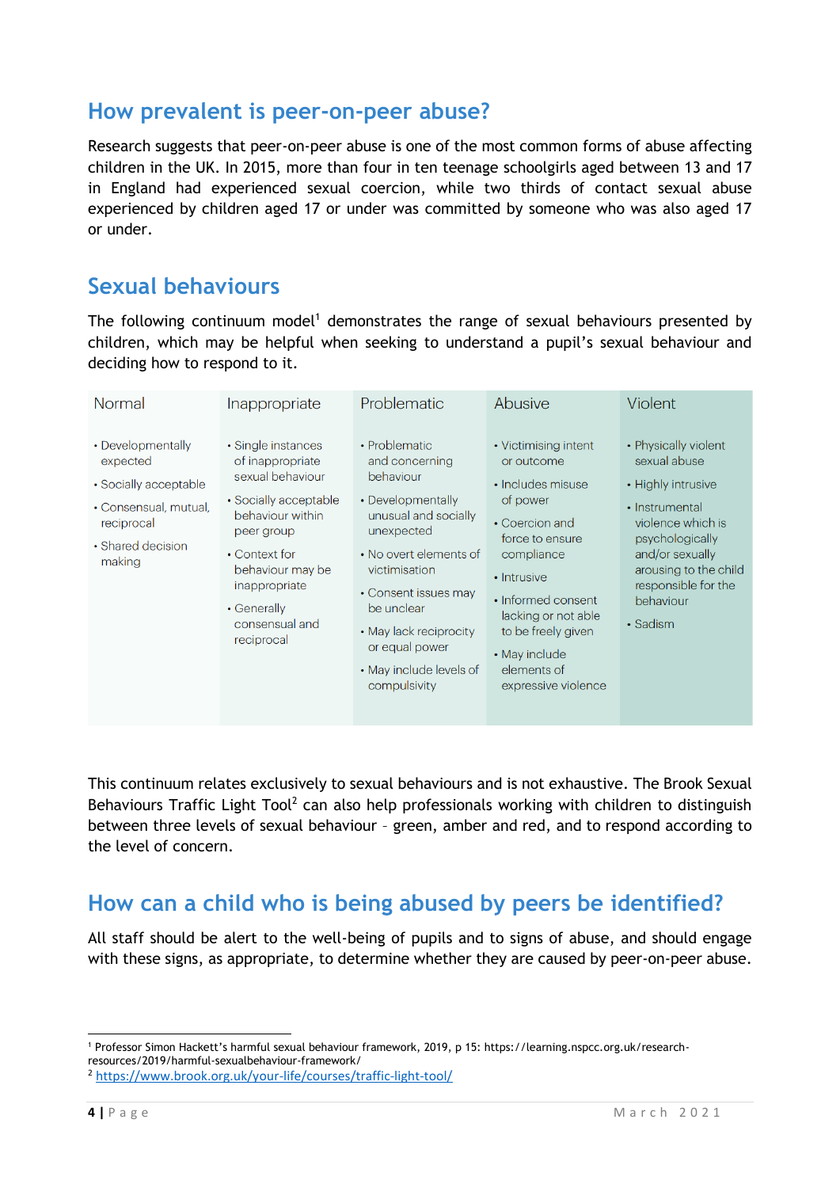## How prevalent is peer-on-peer abuse?

Research suggests that peer-on-peer abuse is one of the most common forms of abuse affecting children in the UK. In 2015, more than four in ten teenage schoolgirls aged between 13 and 17 in England had experienced sexual coercion, while two thirds of contact sexual abuse experienced by children aged 17 or under was committed by someone who was also aged 17 or under.

## Sexual behaviours

The following continuum model[1] demonstrates the range of sexual behaviours presented by children, which may be helpful when seeking to understand a pupil's sexual behaviour and deciding how to respond to it.

| Normal | Inappropriate | Problematic | Abusive | Violent |
|---|---|---|---|---|
| • Developmentally expected<br>• Socially acceptable<br>• Consensual, mutual, reciprocal<br>• Shared decision making | • Single instances of inappropriate sexual behaviour<br>• Socially acceptable behaviour within peer group<br>• Context for behaviour may be inappropriate<br>• Generally consensual and reciprocal | • Problematic and concerning behaviour<br>• Developmentally unusual and socially unexpected<br>• No overt elements of victimisation<br>• Consent issues may be unclear<br>• May lack reciprocity or equal power<br>• May include levels of compulsivity | • Victimising intent or outcome<br>• Includes misuse of power<br>• Coercion and force to ensure compliance<br>• Intrusive<br>• Informed consent lacking or not able to be freely given<br>• May include elements of expressive violence | • Physically violent sexual abuse<br>• Highly intrusive<br>• Instrumental violence which is psychologically and/or sexually arousing to the child responsible for the behaviour<br>• Sadism |

This continuum relates exclusively to sexual behaviours and is not exhaustive. The Brook Sexual Behaviours Traffic Light Tool[2] can also help professionals working with children to distinguish between three levels of sexual behaviour – green, amber and red, and to respond according to the level of concern.

## How can a child who is being abused by peers be identified?

All staff should be alert to the well-being of pupils and to signs of abuse, and should engage with these signs, as appropriate, to determine whether they are caused by peer-on-peer abuse.

---

[1] Professor Simon Hackett's harmful sexual behaviour framework, 2019, p 15: https://learning.nspcc.org.uk/research-resources/2019/harmful-sexualbehaviour-framework/

[2] https://www.brook.org.uk/your-life/courses/traffic-light-tool/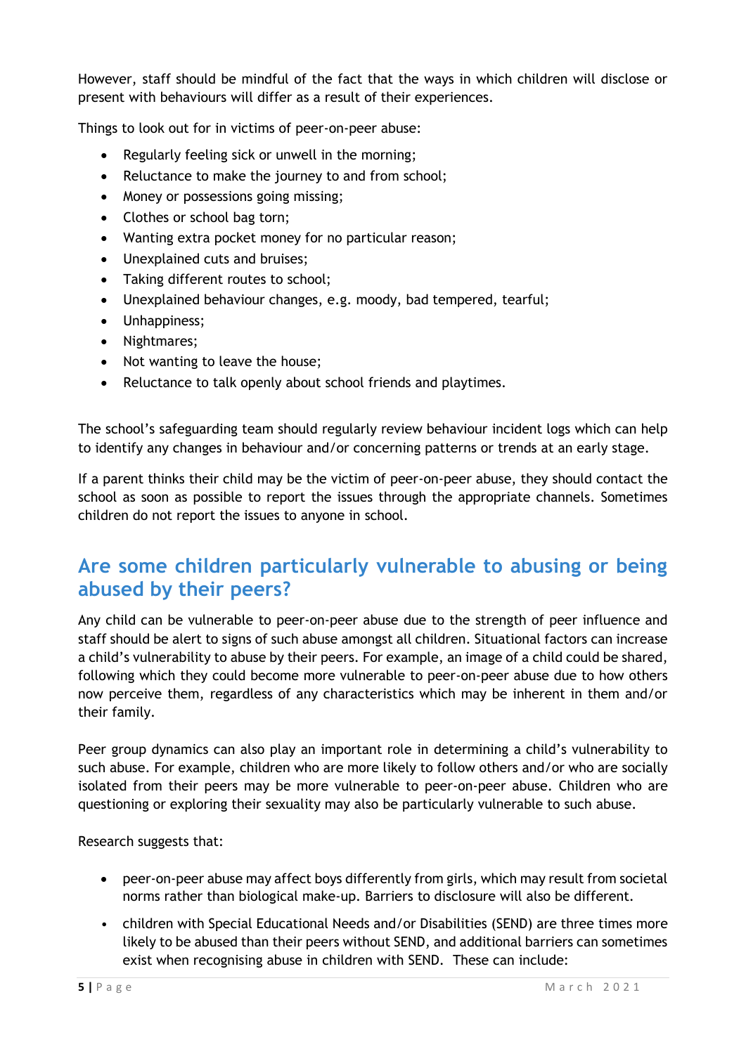However, staff should be mindful of the fact that the ways in which children will disclose or present with behaviours will differ as a result of their experiences.

Things to look out for in victims of peer-on-peer abuse:

- Regularly feeling sick or unwell in the morning;
- Reluctance to make the journey to and from school;
- Money or possessions going missing;
- Clothes or school bag torn;
- Wanting extra pocket money for no particular reason;
- Unexplained cuts and bruises;
- Taking different routes to school;
- Unexplained behaviour changes, e.g. moody, bad tempered, tearful;
- Unhappiness;
- Nightmares;
- Not wanting to leave the house;
- Reluctance to talk openly about school friends and playtimes.

The school's safeguarding team should regularly review behaviour incident logs which can help to identify any changes in behaviour and/or concerning patterns or trends at an early stage.

If a parent thinks their child may be the victim of peer-on-peer abuse, they should contact the school as soon as possible to report the issues through the appropriate channels. Sometimes children do not report the issues to anyone in school.

## Are some children particularly vulnerable to abusing or being abused by their peers?

Any child can be vulnerable to peer-on-peer abuse due to the strength of peer influence and staff should be alert to signs of such abuse amongst all children. Situational factors can increase a child's vulnerability to abuse by their peers. For example, an image of a child could be shared, following which they could become more vulnerable to peer-on-peer abuse due to how others now perceive them, regardless of any characteristics which may be inherent in them and/or their family.

Peer group dynamics can also play an important role in determining a child's vulnerability to such abuse. For example, children who are more likely to follow others and/or who are socially isolated from their peers may be more vulnerable to peer-on-peer abuse. Children who are questioning or exploring their sexuality may also be particularly vulnerable to such abuse.

Research suggests that:

- peer-on-peer abuse may affect boys differently from girls, which may result from societal norms rather than biological make-up. Barriers to disclosure will also be different.
- children with Special Educational Needs and/or Disabilities (SEND) are three times more likely to be abused than their peers without SEND, and additional barriers can sometimes exist when recognising abuse in children with SEND. These can include: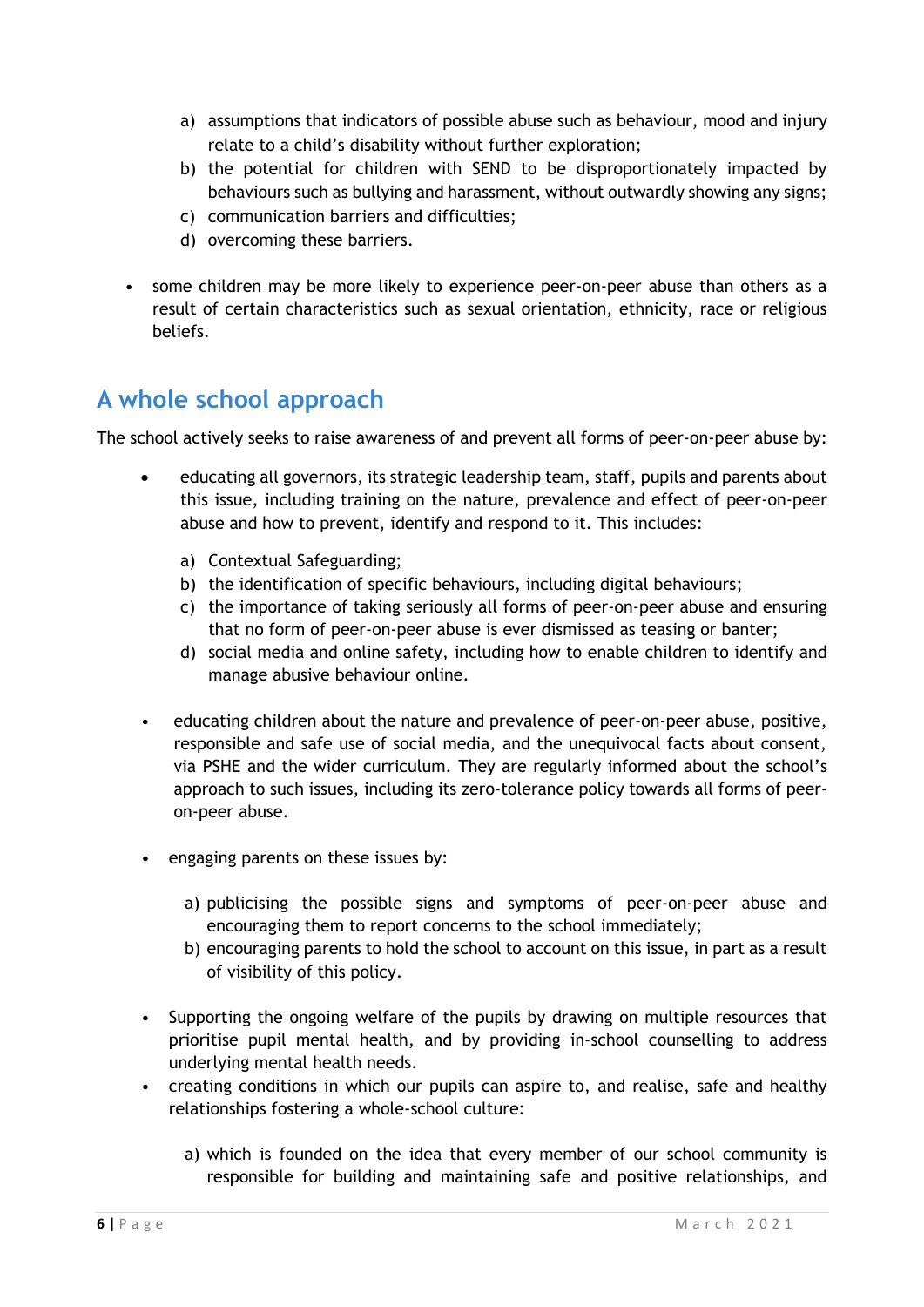a) assumptions that indicators of possible abuse such as behaviour, mood and injury relate to a child's disability without further exploration;
   b) the potential for children with SEND to be disproportionately impacted by behaviours such as bullying and harassment, without outwardly showing any signs;
   c) communication barriers and difficulties;
   d) overcoming these barriers.

- some children may be more likely to experience peer-on-peer abuse than others as a result of certain characteristics such as sexual orientation, ethnicity, race or religious beliefs.

## A whole school approach

The school actively seeks to raise awareness of and prevent all forms of peer-on-peer abuse by:

- educating all governors, its strategic leadership team, staff, pupils and parents about this issue, including training on the nature, prevalence and effect of peer-on-peer abuse and how to prevent, identify and respond to it. This includes:

   a) Contextual Safeguarding;
   b) the identification of specific behaviours, including digital behaviours;
   c) the importance of taking seriously all forms of peer-on-peer abuse and ensuring that no form of peer-on-peer abuse is ever dismissed as teasing or banter;
   d) social media and online safety, including how to enable children to identify and manage abusive behaviour online.

- educating children about the nature and prevalence of peer-on-peer abuse, positive, responsible and safe use of social media, and the unequivocal facts about consent, via PSHE and the wider curriculum. They are regularly informed about the school's approach to such issues, including its zero-tolerance policy towards all forms of peer-on-peer abuse.

- engaging parents on these issues by:

   a) publicising the possible signs and symptoms of peer-on-peer abuse and encouraging them to report concerns to the school immediately;
   b) encouraging parents to hold the school to account on this issue, in part as a result of visibility of this policy.

- Supporting the ongoing welfare of the pupils by drawing on multiple resources that prioritise pupil mental health, and by providing in-school counselling to address underlying mental health needs.
- creating conditions in which our pupils can aspire to, and realise, safe and healthy relationships fostering a whole-school culture:

   a) which is founded on the idea that every member of our school community is responsible for building and maintaining safe and positive relationships, and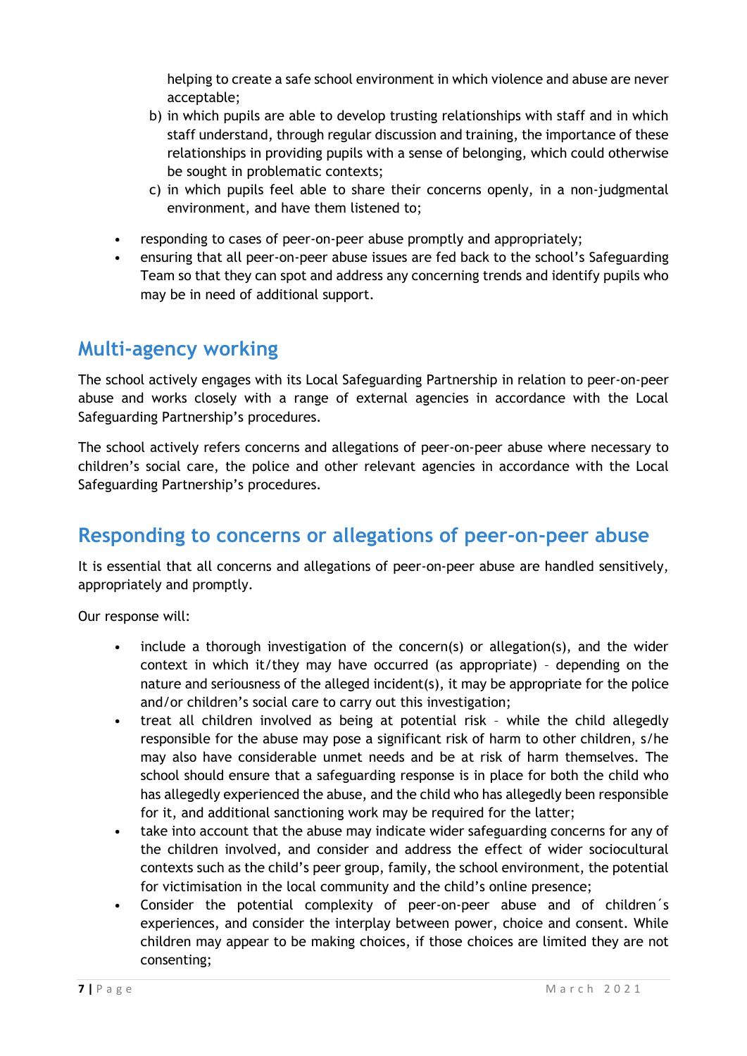helping to create a safe school environment in which violence and abuse are never acceptable;

b) in which pupils are able to develop trusting relationships with staff and in which staff understand, through regular discussion and training, the importance of these relationships in providing pupils with a sense of belonging, which could otherwise be sought in problematic contexts;

c) in which pupils feel able to share their concerns openly, in a non-judgmental environment, and have them listened to;

- responding to cases of peer-on-peer abuse promptly and appropriately;
- ensuring that all peer-on-peer abuse issues are fed back to the school's Safeguarding Team so that they can spot and address any concerning trends and identify pupils who may be in need of additional support.

## Multi-agency working

The school actively engages with its Local Safeguarding Partnership in relation to peer-on-peer abuse and works closely with a range of external agencies in accordance with the Local Safeguarding Partnership's procedures.

The school actively refers concerns and allegations of peer-on-peer abuse where necessary to children's social care, the police and other relevant agencies in accordance with the Local Safeguarding Partnership's procedures.

## Responding to concerns or allegations of peer-on-peer abuse

It is essential that all concerns and allegations of peer-on-peer abuse are handled sensitively, appropriately and promptly.

Our response will:

- include a thorough investigation of the concern(s) or allegation(s), and the wider context in which it/they may have occurred (as appropriate) – depending on the nature and seriousness of the alleged incident(s), it may be appropriate for the police and/or children's social care to carry out this investigation;
- treat all children involved as being at potential risk – while the child allegedly responsible for the abuse may pose a significant risk of harm to other children, s/he may also have considerable unmet needs and be at risk of harm themselves. The school should ensure that a safeguarding response is in place for both the child who has allegedly experienced the abuse, and the child who has allegedly been responsible for it, and additional sanctioning work may be required for the latter;
- take into account that the abuse may indicate wider safeguarding concerns for any of the children involved, and consider and address the effect of wider sociocultural contexts such as the child's peer group, family, the school environment, the potential for victimisation in the local community and the child's online presence;
- Consider the potential complexity of peer-on-peer abuse and of children´s experiences, and consider the interplay between power, choice and consent. While children may appear to be making choices, if those choices are limited they are not consenting;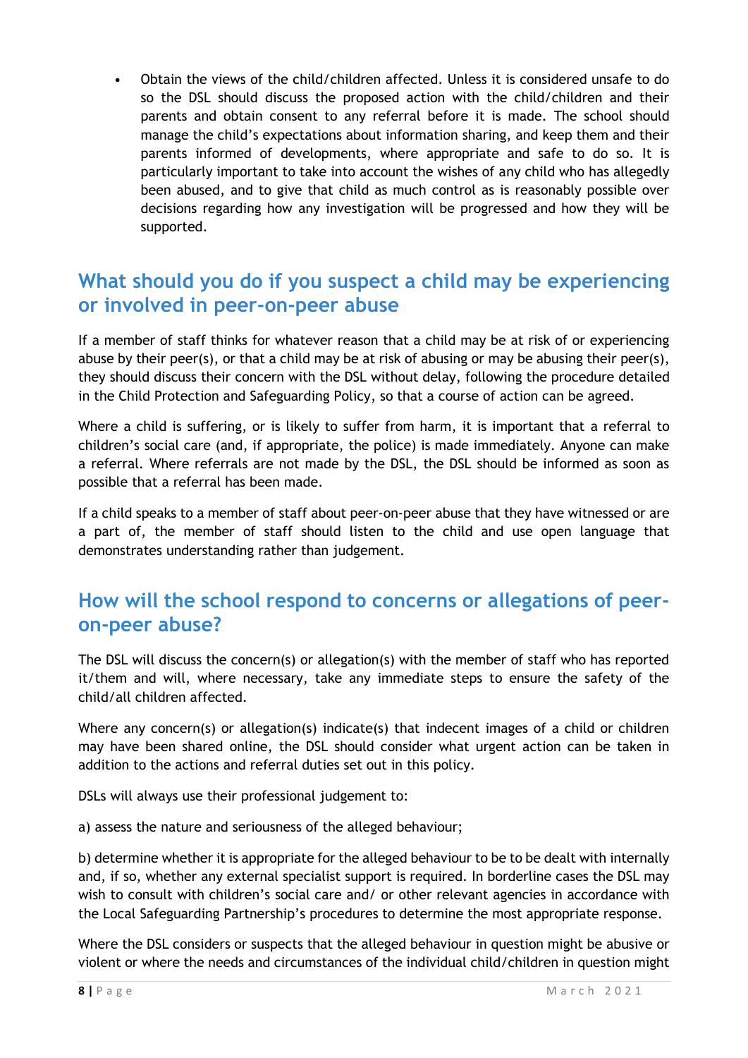- Obtain the views of the child/children affected. Unless it is considered unsafe to do so the DSL should discuss the proposed action with the child/children and their parents and obtain consent to any referral before it is made. The school should manage the child's expectations about information sharing, and keep them and their parents informed of developments, where appropriate and safe to do so. It is particularly important to take into account the wishes of any child who has allegedly been abused, and to give that child as much control as is reasonably possible over decisions regarding how any investigation will be progressed and how they will be supported.

## What should you do if you suspect a child may be experiencing or involved in peer-on-peer abuse

If a member of staff thinks for whatever reason that a child may be at risk of or experiencing abuse by their peer(s), or that a child may be at risk of abusing or may be abusing their peer(s), they should discuss their concern with the DSL without delay, following the procedure detailed in the Child Protection and Safeguarding Policy, so that a course of action can be agreed.

Where a child is suffering, or is likely to suffer from harm, it is important that a referral to children's social care (and, if appropriate, the police) is made immediately. Anyone can make a referral. Where referrals are not made by the DSL, the DSL should be informed as soon as possible that a referral has been made.

If a child speaks to a member of staff about peer-on-peer abuse that they have witnessed or are a part of, the member of staff should listen to the child and use open language that demonstrates understanding rather than judgement.

## How will the school respond to concerns or allegations of peer-on-peer abuse?

The DSL will discuss the concern(s) or allegation(s) with the member of staff who has reported it/them and will, where necessary, take any immediate steps to ensure the safety of the child/all children affected.

Where any concern(s) or allegation(s) indicate(s) that indecent images of a child or children may have been shared online, the DSL should consider what urgent action can be taken in addition to the actions and referral duties set out in this policy.

DSLs will always use their professional judgement to:

a) assess the nature and seriousness of the alleged behaviour;

b) determine whether it is appropriate for the alleged behaviour to be to be dealt with internally and, if so, whether any external specialist support is required. In borderline cases the DSL may wish to consult with children's social care and/ or other relevant agencies in accordance with the Local Safeguarding Partnership's procedures to determine the most appropriate response.

Where the DSL considers or suspects that the alleged behaviour in question might be abusive or violent or where the needs and circumstances of the individual child/children in question might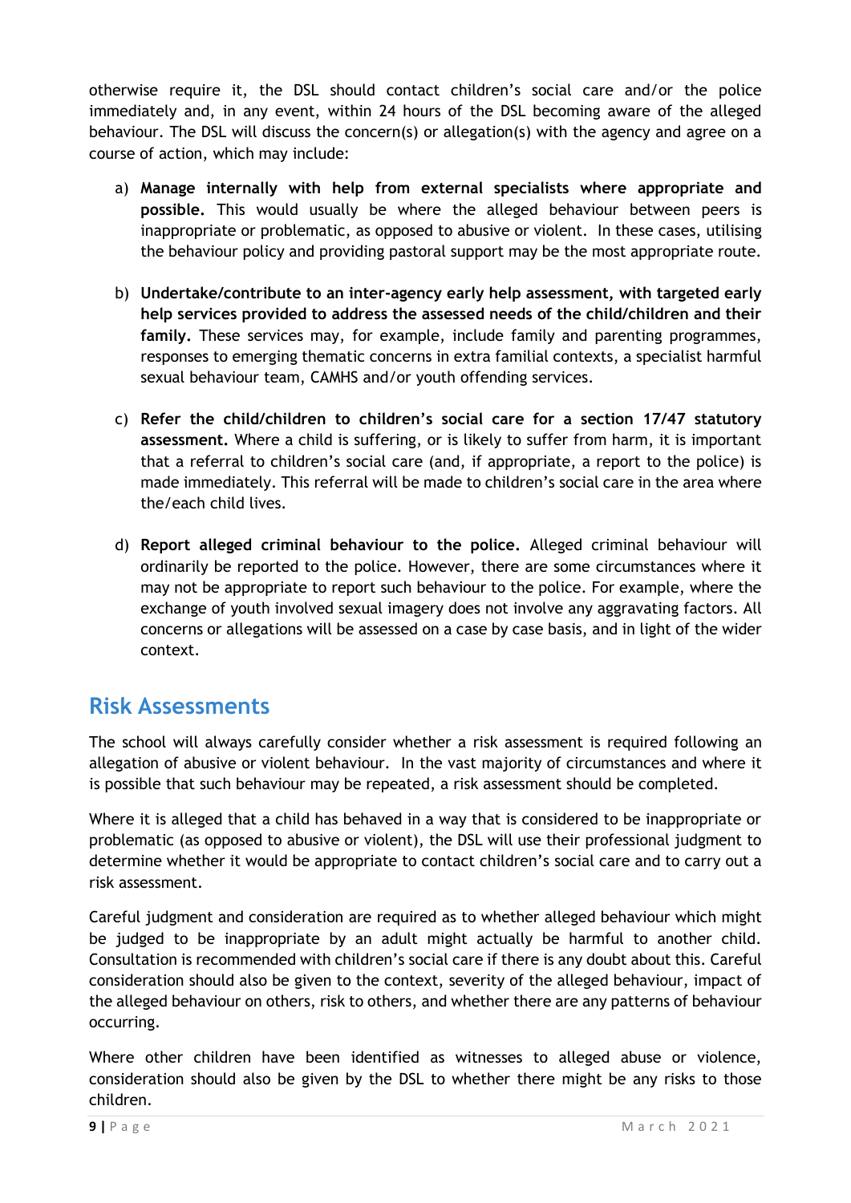otherwise require it, the DSL should contact children's social care and/or the police immediately and, in any event, within 24 hours of the DSL becoming aware of the alleged behaviour. The DSL will discuss the concern(s) or allegation(s) with the agency and agree on a course of action, which may include:

a) **Manage internally with help from external specialists where appropriate and possible.** This would usually be where the alleged behaviour between peers is inappropriate or problematic, as opposed to abusive or violent. In these cases, utilising the behaviour policy and providing pastoral support may be the most appropriate route.

b) **Undertake/contribute to an inter-agency early help assessment, with targeted early help services provided to address the assessed needs of the child/children and their family.** These services may, for example, include family and parenting programmes, responses to emerging thematic concerns in extra familial contexts, a specialist harmful sexual behaviour team, CAMHS and/or youth offending services.

c) **Refer the child/children to children's social care for a section 17/47 statutory assessment.** Where a child is suffering, or is likely to suffer from harm, it is important that a referral to children's social care (and, if appropriate, a report to the police) is made immediately. This referral will be made to children's social care in the area where the/each child lives.

d) **Report alleged criminal behaviour to the police.** Alleged criminal behaviour will ordinarily be reported to the police. However, there are some circumstances where it may not be appropriate to report such behaviour to the police. For example, where the exchange of youth involved sexual imagery does not involve any aggravating factors. All concerns or allegations will be assessed on a case by case basis, and in light of the wider context.

## Risk Assessments

The school will always carefully consider whether a risk assessment is required following an allegation of abusive or violent behaviour. In the vast majority of circumstances and where it is possible that such behaviour may be repeated, a risk assessment should be completed.

Where it is alleged that a child has behaved in a way that is considered to be inappropriate or problematic (as opposed to abusive or violent), the DSL will use their professional judgment to determine whether it would be appropriate to contact children's social care and to carry out a risk assessment.

Careful judgment and consideration are required as to whether alleged behaviour which might be judged to be inappropriate by an adult might actually be harmful to another child. Consultation is recommended with children's social care if there is any doubt about this. Careful consideration should also be given to the context, severity of the alleged behaviour, impact of the alleged behaviour on others, risk to others, and whether there are any patterns of behaviour occurring.

Where other children have been identified as witnesses to alleged abuse or violence, consideration should also be given by the DSL to whether there might be any risks to those children.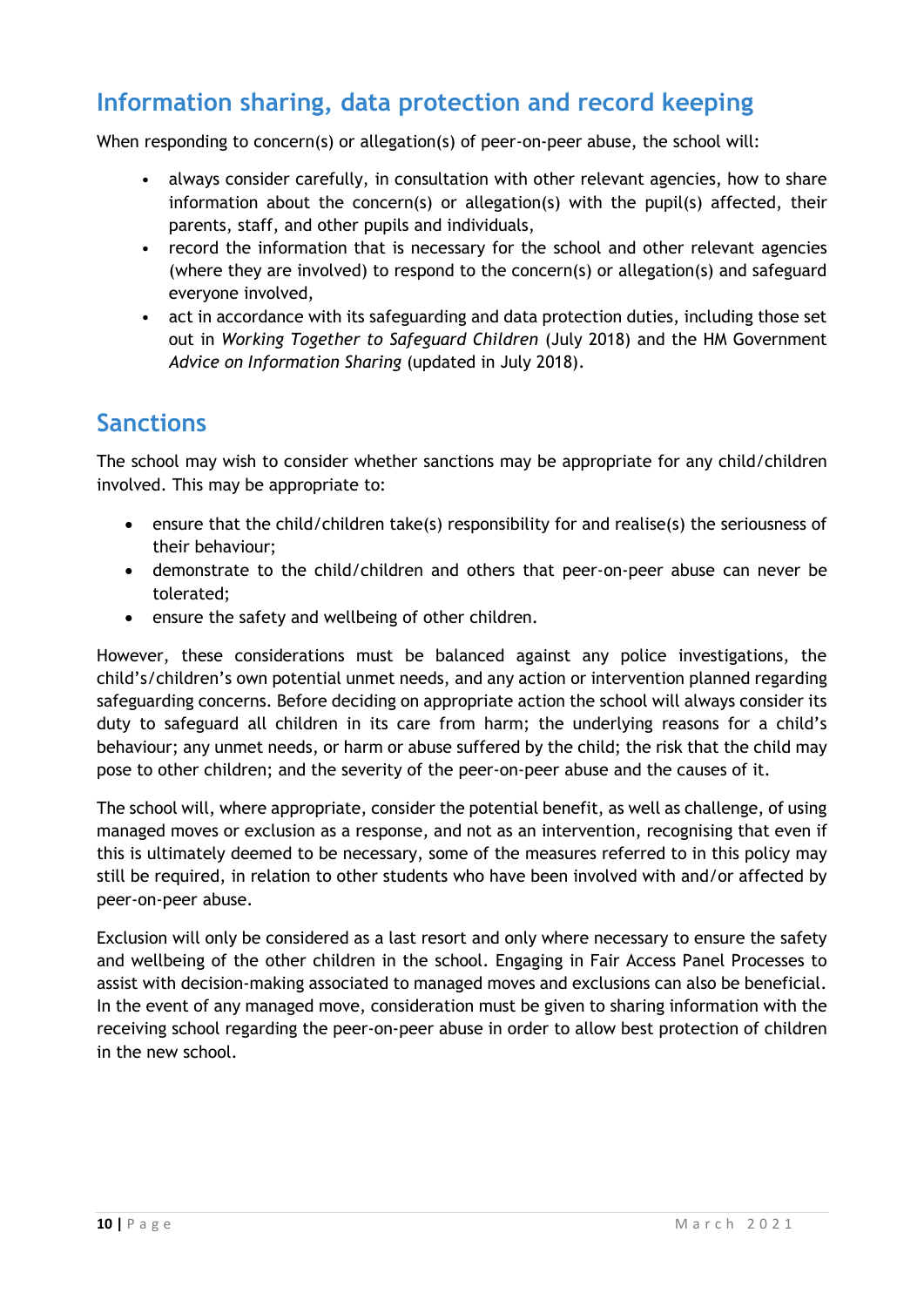## Information sharing, data protection and record keeping

When responding to concern(s) or allegation(s) of peer-on-peer abuse, the school will:

- always consider carefully, in consultation with other relevant agencies, how to share information about the concern(s) or allegation(s) with the pupil(s) affected, their parents, staff, and other pupils and individuals,
- record the information that is necessary for the school and other relevant agencies (where they are involved) to respond to the concern(s) or allegation(s) and safeguard everyone involved,
- act in accordance with its safeguarding and data protection duties, including those set out in *Working Together to Safeguard Children* (July 2018) and the HM Government *Advice on Information Sharing* (updated in July 2018).

## Sanctions

The school may wish to consider whether sanctions may be appropriate for any child/children involved. This may be appropriate to:

- ensure that the child/children take(s) responsibility for and realise(s) the seriousness of their behaviour;
- demonstrate to the child/children and others that peer-on-peer abuse can never be tolerated;
- ensure the safety and wellbeing of other children.

However, these considerations must be balanced against any police investigations, the child's/children's own potential unmet needs, and any action or intervention planned regarding safeguarding concerns. Before deciding on appropriate action the school will always consider its duty to safeguard all children in its care from harm; the underlying reasons for a child's behaviour; any unmet needs, or harm or abuse suffered by the child; the risk that the child may pose to other children; and the severity of the peer-on-peer abuse and the causes of it.

The school will, where appropriate, consider the potential benefit, as well as challenge, of using managed moves or exclusion as a response, and not as an intervention, recognising that even if this is ultimately deemed to be necessary, some of the measures referred to in this policy may still be required, in relation to other students who have been involved with and/or affected by peer-on-peer abuse.

Exclusion will only be considered as a last resort and only where necessary to ensure the safety and wellbeing of the other children in the school. Engaging in Fair Access Panel Processes to assist with decision-making associated to managed moves and exclusions can also be beneficial. In the event of any managed move, consideration must be given to sharing information with the receiving school regarding the peer-on-peer abuse in order to allow best protection of children in the new school.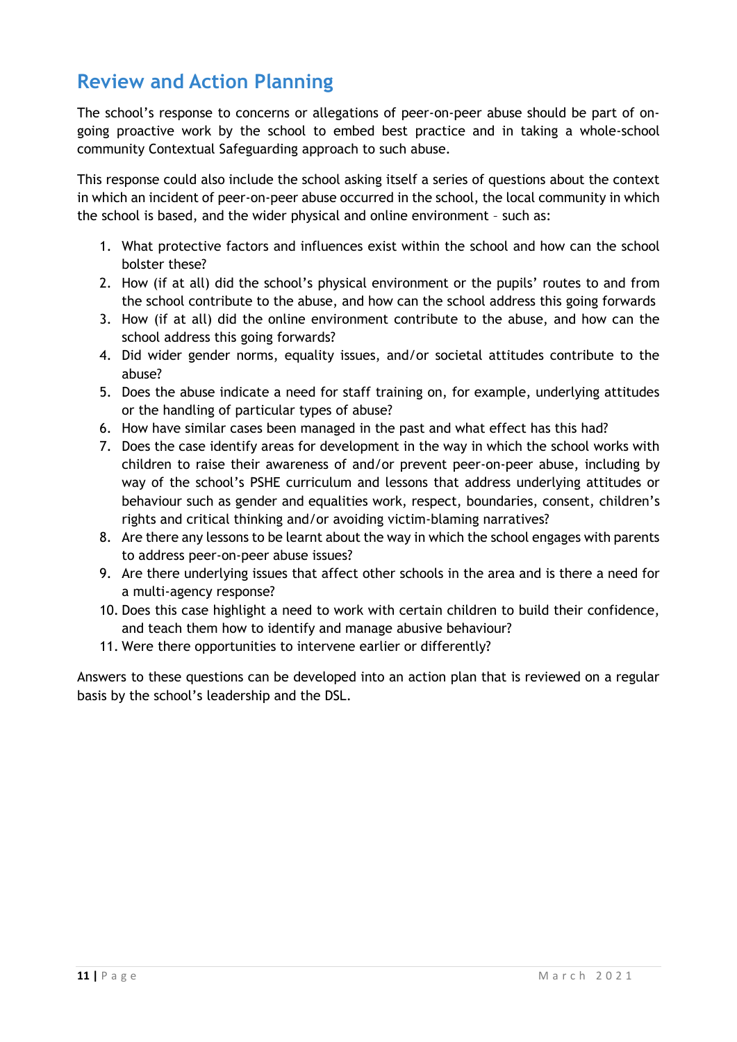## Review and Action Planning

The school's response to concerns or allegations of peer-on-peer abuse should be part of on-going proactive work by the school to embed best practice and in taking a whole-school community Contextual Safeguarding approach to such abuse.

This response could also include the school asking itself a series of questions about the context in which an incident of peer-on-peer abuse occurred in the school, the local community in which the school is based, and the wider physical and online environment – such as:

1. What protective factors and influences exist within the school and how can the school bolster these?
2. How (if at all) did the school's physical environment or the pupils' routes to and from the school contribute to the abuse, and how can the school address this going forwards
3. How (if at all) did the online environment contribute to the abuse, and how can the school address this going forwards?
4. Did wider gender norms, equality issues, and/or societal attitudes contribute to the abuse?
5. Does the abuse indicate a need for staff training on, for example, underlying attitudes or the handling of particular types of abuse?
6. How have similar cases been managed in the past and what effect has this had?
7. Does the case identify areas for development in the way in which the school works with children to raise their awareness of and/or prevent peer-on-peer abuse, including by way of the school's PSHE curriculum and lessons that address underlying attitudes or behaviour such as gender and equalities work, respect, boundaries, consent, children's rights and critical thinking and/or avoiding victim-blaming narratives?
8. Are there any lessons to be learnt about the way in which the school engages with parents to address peer-on-peer abuse issues?
9. Are there underlying issues that affect other schools in the area and is there a need for a multi-agency response?
10. Does this case highlight a need to work with certain children to build their confidence, and teach them how to identify and manage abusive behaviour?
11. Were there opportunities to intervene earlier or differently?

Answers to these questions can be developed into an action plan that is reviewed on a regular basis by the school's leadership and the DSL.